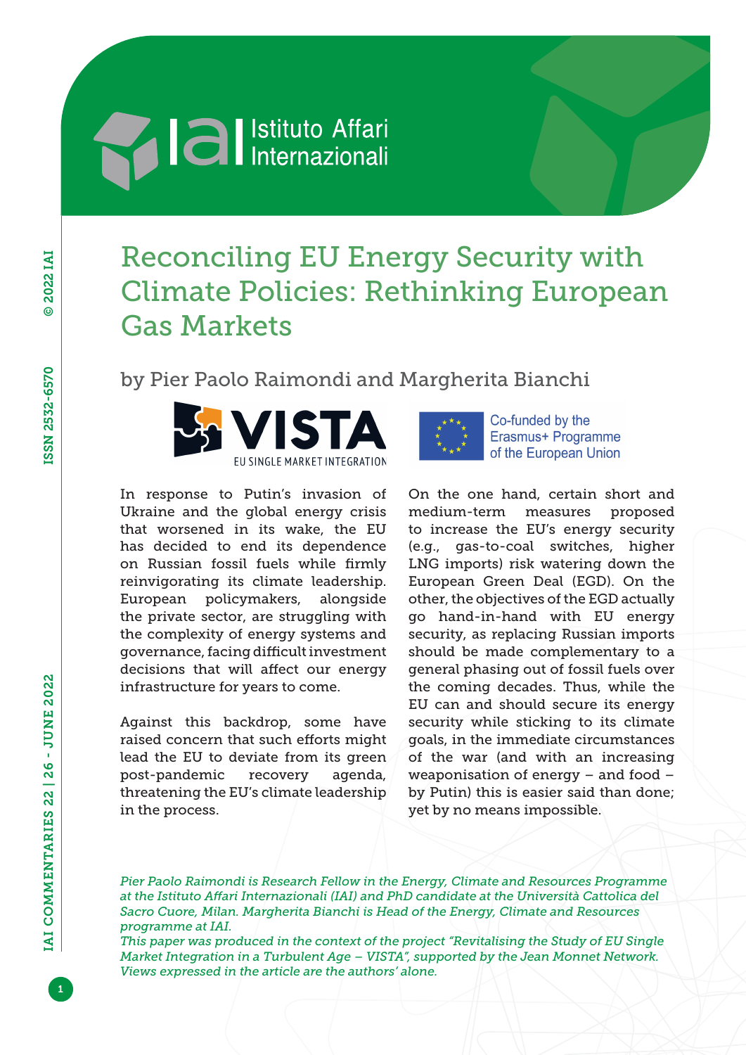# Reconciling EU Energy Security with Climate Policies: Rethinking European Gas Markets

by Pier Paolo Raimondi and Margherita Bianchi

In response to Putin's invasion of Ukraine and the global energy crisis that worsened in its wake, the EU has decided to end its dependence on Russian fossil fuels while firmly reinvigorating its climate leadership. European policymakers, alongside the private sector, are struggling with the complexity of energy systems and governance, facing difficult investment decisions that will affect our energy infrastructure for years to come.

Against this backdrop, some have raised concern that such efforts might lead the EU to deviate from its green post-pandemic recovery agenda, threatening the EU's climate leadership in the process.

On the one hand, certain short and medium-term measures proposed to increase the EU's energy security (e.g., gas-to-coal switches, higher LNG imports) risk watering down the European Green Deal (EGD). On the other, the objectives of the EGD actually go hand-in-hand with EU energy security, as replacing Russian imports should be made complementary to a general phasing out of fossil fuels over the coming decades. Thus, while the EU can and should secure its energy security while sticking to its climate goals, in the immediate circumstances of the war (and with an increasing weaponisation of energy – and food – by Putin) this is easier said than done; yet by no means impossible.

*Pier Paolo Raimondi is Research Fellow in the Energy, Climate and Resources Programme at the Istituto Affari Internazionali (IAI) and PhD candidate at the Università Cattolica del Sacro Cuore, Milan. Margherita Bianchi is Head of the Energy, Climate and Resources programme at IAI.*
*This paper was produced in the context of the project "Revitalising the Study of EU Single Market Integration in a Turbulent Age – VISTA", supported by the Jean Monnet Network. Views expressed in the article are the authors' alone.*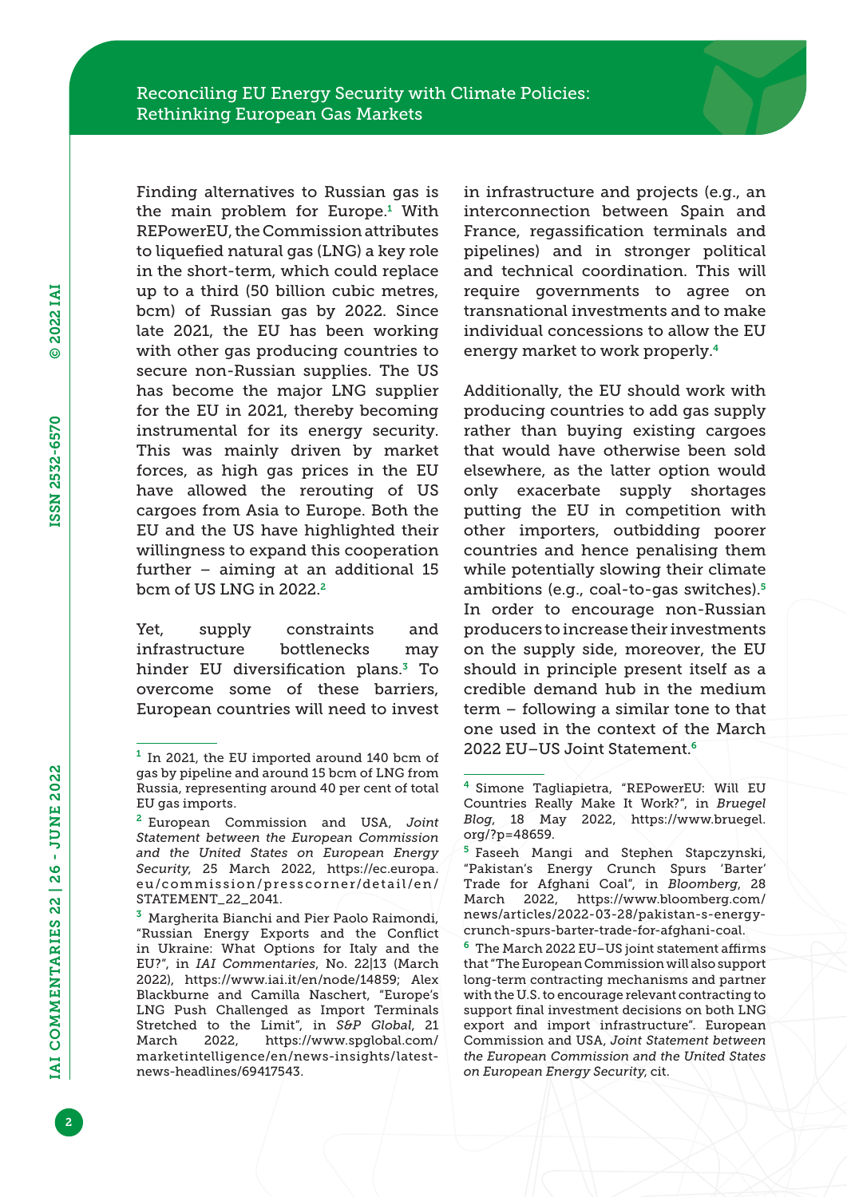Finding alternatives to Russian gas is the main problem for Europe.[1] With REPowerEU, the Commission attributes to liquefied natural gas (LNG) a key role in the short-term, which could replace up to a third (50 billion cubic metres, bcm) of Russian gas by 2022. Since late 2021, the EU has been working with other gas producing countries to secure non-Russian supplies. The US has become the major LNG supplier for the EU in 2021, thereby becoming instrumental for its energy security. This was mainly driven by market forces, as high gas prices in the EU have allowed the rerouting of US cargoes from Asia to Europe. Both the EU and the US have highlighted their willingness to expand this cooperation further – aiming at an additional 15 bcm of US LNG in 2022.[2]

Yet, supply constraints and infrastructure bottlenecks may hinder EU diversification plans.[3] To overcome some of these barriers, European countries will need to invest in infrastructure and projects (e.g., an interconnection between Spain and France, regassification terminals and pipelines) and in stronger political and technical coordination. This will require governments to agree on transnational investments and to make individual concessions to allow the EU energy market to work properly.[4]

Additionally, the EU should work with producing countries to add gas supply rather than buying existing cargoes that would have otherwise been sold elsewhere, as the latter option would only exacerbate supply shortages putting the EU in competition with other importers, outbidding poorer countries and hence penalising them while potentially slowing their climate ambitions (e.g., coal-to-gas switches).[5] In order to encourage non-Russian producers to increase their investments on the supply side, moreover, the EU should in principle present itself as a credible demand hub in the medium term – following a similar tone to that one used in the context of the March 2022 EU–US Joint Statement.[6]

---

[1] In 2021, the EU imported around 140 bcm of gas by pipeline and around 15 bcm of LNG from Russia, representing around 40 per cent of total EU gas imports.

[2] European Commission and USA, *Joint Statement between the European Commission and the United States on European Energy Security*, 25 March 2022, https://ec.europa.eu/commission/presscorner/detail/en/STATEMENT_22_2041.

[3] Margherita Bianchi and Pier Paolo Raimondi, "Russian Energy Exports and the Conflict in Ukraine: What Options for Italy and the EU?", in *IAI Commentaries*, No. 22|13 (March 2022), https://www.iai.it/en/node/14859; Alex Blackburne and Camilla Naschert, "Europe's LNG Push Challenged as Import Terminals Stretched to the Limit", in *S&P Global*, 21 March 2022, https://www.spglobal.com/marketintelligence/en/news-insights/latest-news-headlines/69417543.

[4] Simone Tagliapietra, "REPowerEU: Will EU Countries Really Make It Work?", in *Bruegel Blog*, 18 May 2022, https://www.bruegel.org/?p=48659.

[5] Faseeh Mangi and Stephen Stapczynski, "Pakistan's Energy Crunch Spurs 'Barter' Trade for Afghani Coal", in *Bloomberg*, 28 March 2022, https://www.bloomberg.com/news/articles/2022-03-28/pakistan-s-energy-crunch-spurs-barter-trade-for-afghani-coal.

[6] The March 2022 EU–US joint statement affirms that "The European Commission will also support long-term contracting mechanisms and partner with the U.S. to encourage relevant contracting to support final investment decisions on both LNG export and import infrastructure". European Commission and USA, *Joint Statement between the European Commission and the United States on European Energy Security*, cit.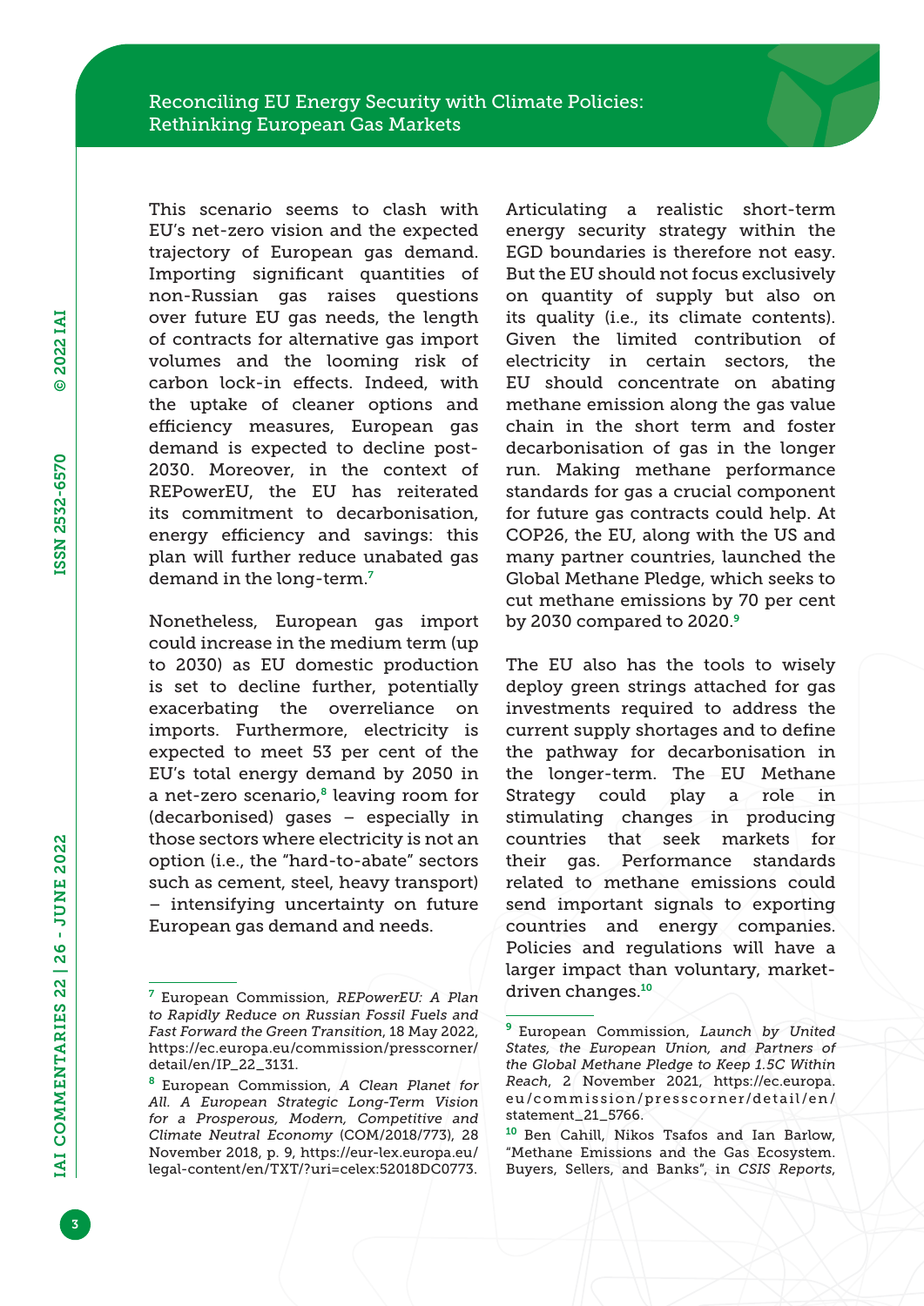This scenario seems to clash with EU's net-zero vision and the expected trajectory of European gas demand. Importing significant quantities of non-Russian gas raises questions over future EU gas needs, the length of contracts for alternative gas import volumes and the looming risk of carbon lock-in effects. Indeed, with the uptake of cleaner options and efficiency measures, European gas demand is expected to decline post-2030. Moreover, in the context of REPowerEU, the EU has reiterated its commitment to decarbonisation, energy efficiency and savings: this plan will further reduce unabated gas demand in the long-term.[7]

Nonetheless, European gas import could increase in the medium term (up to 2030) as EU domestic production is set to decline further, potentially exacerbating the overreliance on imports. Furthermore, electricity is expected to meet 53 per cent of the EU's total energy demand by 2050 in a net-zero scenario,[8] leaving room for (decarbonised) gases – especially in those sectors where electricity is not an option (i.e., the "hard-to-abate" sectors such as cement, steel, heavy transport) – intensifying uncertainty on future European gas demand and needs.

Articulating a realistic short-term energy security strategy within the EGD boundaries is therefore not easy. But the EU should not focus exclusively on quantity of supply but also on its quality (i.e., its climate contents). Given the limited contribution of electricity in certain sectors, the EU should concentrate on abating methane emission along the gas value chain in the short term and foster decarbonisation of gas in the longer run. Making methane performance standards for gas a crucial component for future gas contracts could help. At COP26, the EU, along with the US and many partner countries, launched the Global Methane Pledge, which seeks to cut methane emissions by 70 per cent by 2030 compared to 2020.[9]

The EU also has the tools to wisely deploy green strings attached for gas investments required to address the current supply shortages and to define the pathway for decarbonisation in the longer-term. The EU Methane Strategy could play a role in stimulating changes in producing countries that seek markets for their gas. Performance standards related to methane emissions could send important signals to exporting countries and energy companies. Policies and regulations will have a larger impact than voluntary, market-driven changes.[10]

---

[7] European Commission, *REPowerEU: A Plan to Rapidly Reduce on Russian Fossil Fuels and Fast Forward the Green Transition*, 18 May 2022, https://ec.europa.eu/commission/presscorner/detail/en/IP_22_3131.

[8] European Commission, *A Clean Planet for All. A European Strategic Long-Term Vision for a Prosperous, Modern, Competitive and Climate Neutral Economy* (COM/2018/773), 28 November 2018, p. 9, https://eur-lex.europa.eu/legal-content/en/TXT/?uri=celex:52018DC0773.

[9] European Commission, *Launch by United States, the European Union, and Partners of the Global Methane Pledge to Keep 1.5C Within Reach*, 2 November 2021, https://ec.europa.eu/commission/presscorner/detail/en/statement_21_5766.

[10] Ben Cahill, Nikos Tsafos and Ian Barlow, "Methane Emissions and the Gas Ecosystem. Buyers, Sellers, and Banks", in *CSIS Reports*,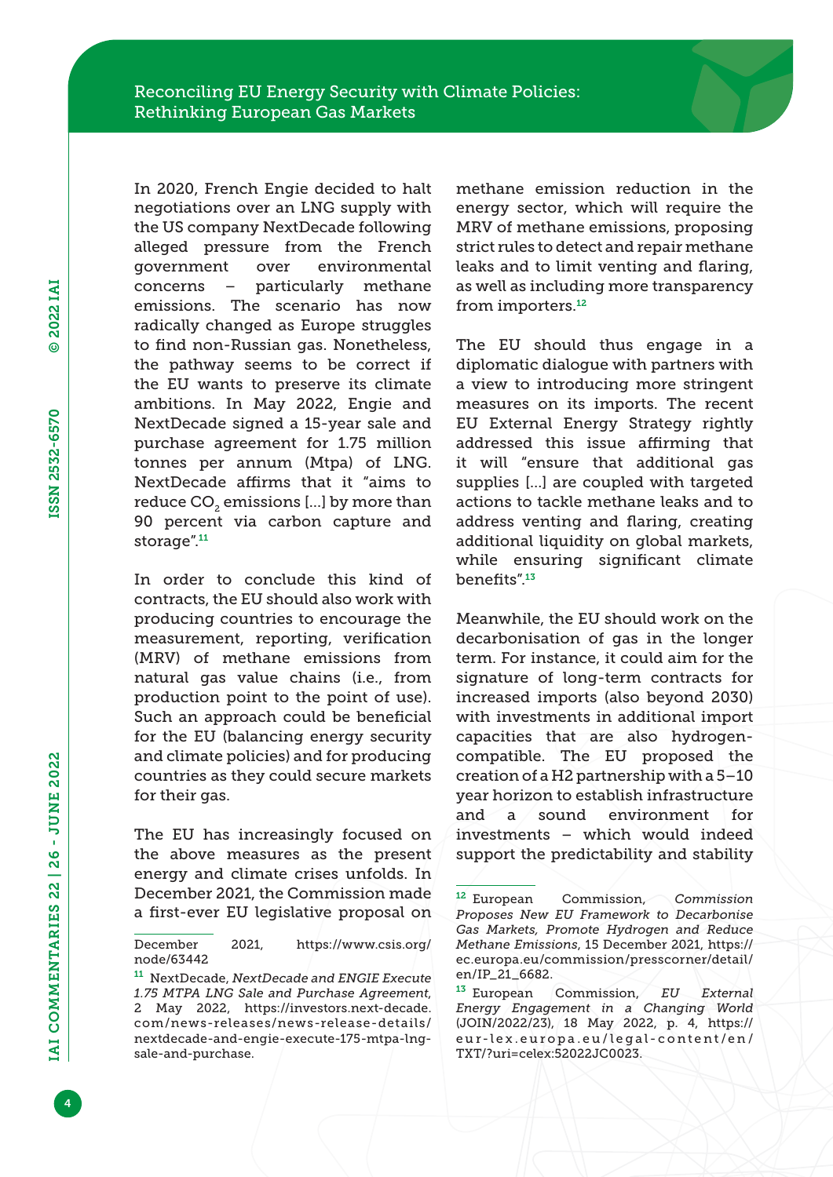In 2020, French Engie decided to halt negotiations over an LNG supply with the US company NextDecade following alleged pressure from the French government over environmental concerns – particularly methane emissions. The scenario has now radically changed as Europe struggles to find non-Russian gas. Nonetheless, the pathway seems to be correct if the EU wants to preserve its climate ambitions. In May 2022, Engie and NextDecade signed a 15-year sale and purchase agreement for 1.75 million tonnes per annum (Mtpa) of LNG. NextDecade affirms that it "aims to reduce $CO_2$ emissions [...] by more than 90 percent via carbon capture and storage".[11]

In order to conclude this kind of contracts, the EU should also work with producing countries to encourage the measurement, reporting, verification (MRV) of methane emissions from natural gas value chains (i.e., from production point to the point of use). Such an approach could be beneficial for the EU (balancing energy security and climate policies) and for producing countries as they could secure markets for their gas.

The EU has increasingly focused on the above measures as the present energy and climate crises unfolds. In December 2021, the Commission made a first-ever EU legislative proposal on methane emission reduction in the energy sector, which will require the MRV of methane emissions, proposing strict rules to detect and repair methane leaks and to limit venting and flaring, as well as including more transparency from importers.[12]

The EU should thus engage in a diplomatic dialogue with partners with a view to introducing more stringent measures on its imports. The recent EU External Energy Strategy rightly addressed this issue affirming that it will "ensure that additional gas supplies [...] are coupled with targeted actions to tackle methane leaks and to address venting and flaring, creating additional liquidity on global markets, while ensuring significant climate benefits".[13]

Meanwhile, the EU should work on the decarbonisation of gas in the longer term. For instance, it could aim for the signature of long-term contracts for increased imports (also beyond 2030) with investments in additional import capacities that are also hydrogen-compatible. The EU proposed the creation of a H2 partnership with a 5–10 year horizon to establish infrastructure and a sound environment for investments – which would indeed support the predictability and stability

---

December 2021, https://www.csis.org/node/63442

[11] NextDecade, *NextDecade and ENGIE Execute 1.75 MTPA LNG Sale and Purchase Agreement*, 2 May 2022, https://investors.next-decade.com/news-releases/news-release-details/nextdecade-and-engie-execute-175-mtpa-lng-sale-and-purchase.

[12] European Commission, *Commission Proposes New EU Framework to Decarbonise Gas Markets, Promote Hydrogen and Reduce Methane Emissions*, 15 December 2021, https://ec.europa.eu/commission/presscorner/detail/en/IP_21_6682.

[13] European Commission, *EU External Energy Engagement in a Changing World* (JOIN/2022/23), 18 May 2022, p. 4, https://eur-lex.europa.eu/legal-content/en/TXT/?uri=celex:52022JC0023.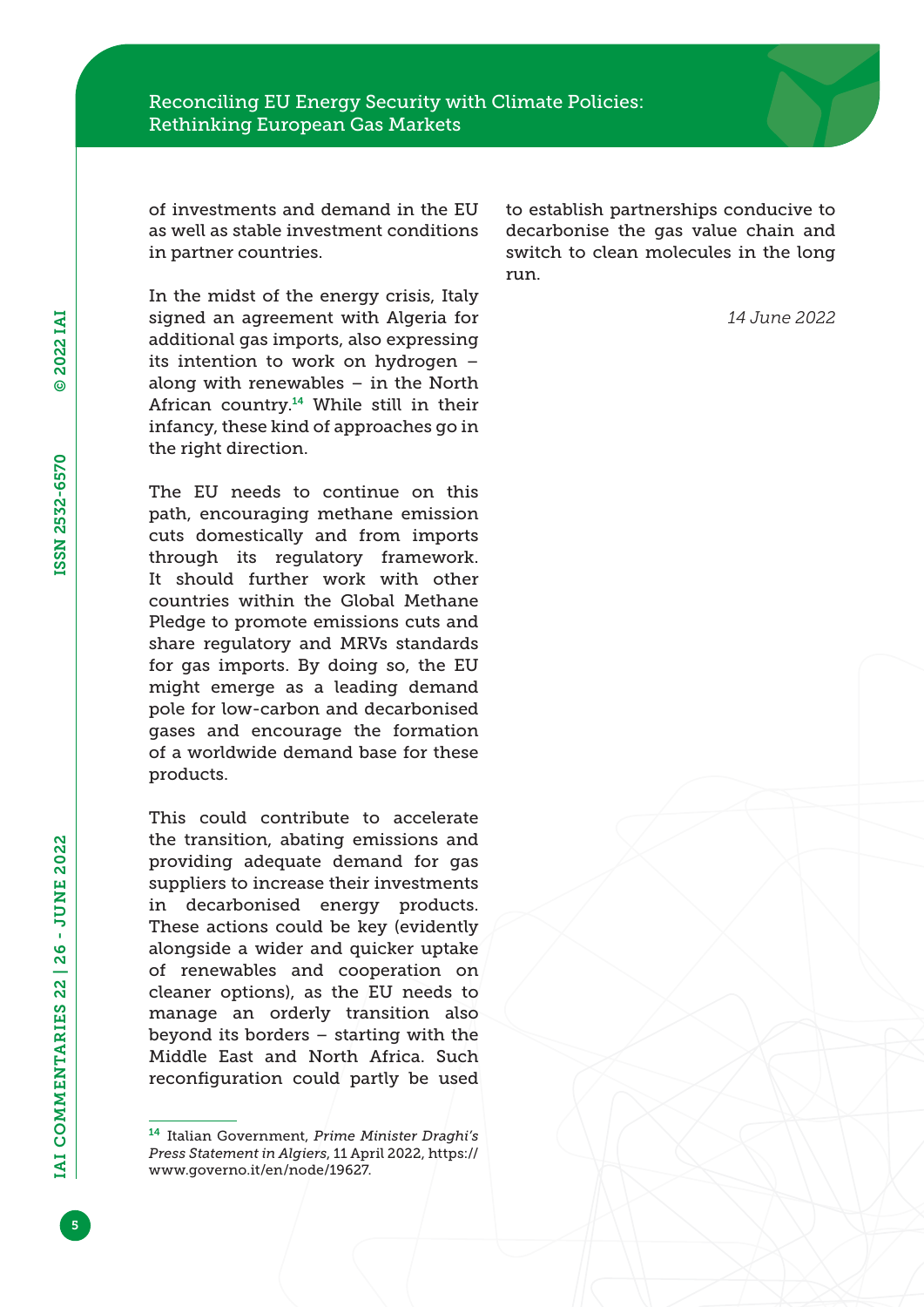of investments and demand in the EU as well as stable investment conditions in partner countries.

In the midst of the energy crisis, Italy signed an agreement with Algeria for additional gas imports, also expressing its intention to work on hydrogen – along with renewables – in the North African country.[14] While still in their infancy, these kind of approaches go in the right direction.

The EU needs to continue on this path, encouraging methane emission cuts domestically and from imports through its regulatory framework. It should further work with other countries within the Global Methane Pledge to promote emissions cuts and share regulatory and MRVs standards for gas imports. By doing so, the EU might emerge as a leading demand pole for low-carbon and decarbonised gases and encourage the formation of a worldwide demand base for these products.

This could contribute to accelerate the transition, abating emissions and providing adequate demand for gas suppliers to increase their investments in decarbonised energy products. These actions could be key (evidently alongside a wider and quicker uptake of renewables and cooperation on cleaner options), as the EU needs to manage an orderly transition also beyond its borders – starting with the Middle East and North Africa. Such reconfiguration could partly be used to establish partnerships conducive to decarbonise the gas value chain and switch to clean molecules in the long run.

*14 June 2022*

---

[14] Italian Government, *Prime Minister Draghi's Press Statement in Algiers*, 11 April 2022, https://www.governo.it/en/node/19627.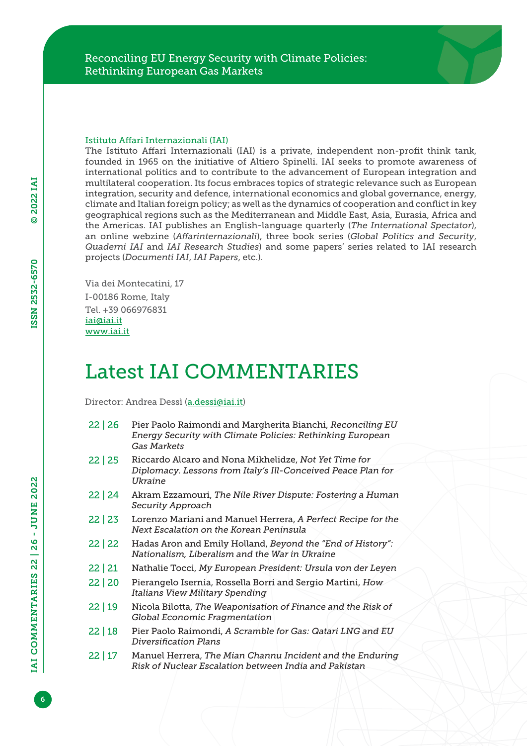### Istituto Affari Internazionali (IAI)

The Istituto Affari Internazionali (IAI) is a private, independent non-profit think tank, founded in 1965 on the initiative of Altiero Spinelli. IAI seeks to promote awareness of international politics and to contribute to the advancement of European integration and multilateral cooperation. Its focus embraces topics of strategic relevance such as European integration, security and defence, international economics and global governance, energy, climate and Italian foreign policy; as well as the dynamics of cooperation and conflict in key geographical regions such as the Mediterranean and Middle East, Asia, Eurasia, Africa and the Americas. IAI publishes an English-language quarterly (*The International Spectator*), an online webzine (*Affarinternazionali*), three book series (*Global Politics and Security*, *Quaderni IAI* and *IAI Research Studies*) and some papers' series related to IAI research projects (*Documenti IAI*, *IAI Papers*, etc.).

Via dei Montecatini, 17
I-00186 Rome, Italy
Tel. +39 066976831
iai@iai.it
www.iai.it

# Latest IAI COMMENTARIES

Director: Andrea Dessì (a.dessi@iai.it)

- **22 | 26** Pier Paolo Raimondi and Margherita Bianchi, *Reconciling EU Energy Security with Climate Policies: Rethinking European Gas Markets*
- **22 | 25** Riccardo Alcaro and Nona Mikhelidze, *Not Yet Time for Diplomacy. Lessons from Italy's Ill-Conceived Peace Plan for Ukraine*
- **22 | 24** Akram Ezzamouri, *The Nile River Dispute: Fostering a Human Security Approach*
- **22 | 23** Lorenzo Mariani and Manuel Herrera, *A Perfect Recipe for the Next Escalation on the Korean Peninsula*
- **22 | 22** Hadas Aron and Emily Holland, *Beyond the "End of History": Nationalism, Liberalism and the War in Ukraine*
- **22 | 21** Nathalie Tocci, *My European President: Ursula von der Leyen*
- **22 | 20** Pierangelo Isernia, Rossella Borri and Sergio Martini, *How Italians View Military Spending*
- **22 | 19** Nicola Bilotta, *The Weaponisation of Finance and the Risk of Global Economic Fragmentation*
- **22 | 18** Pier Paolo Raimondi, *A Scramble for Gas: Qatari LNG and EU Diversification Plans*
- **22 | 17** Manuel Herrera, *The Mian Channu Incident and the Enduring Risk of Nuclear Escalation between India and Pakistan*